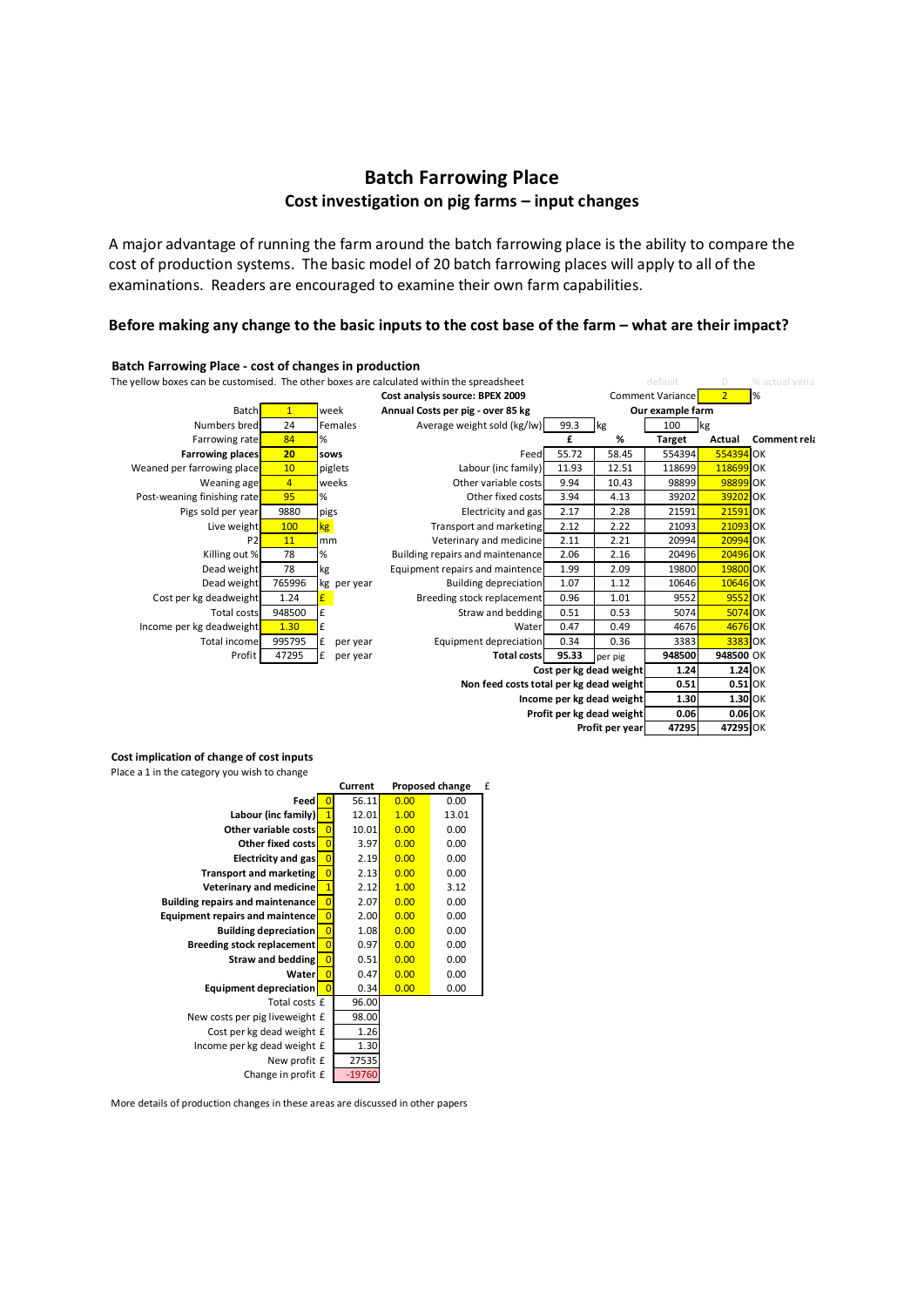# Batch Farrowing Place

## Cost investigation on pig farms – input changes

A major advantage of running the farm around the batch farrowing place is the ability to compare the cost of production systems. The basic model of 20 batch farrowing places will apply to all of the examinations. Readers are encouraged to examine their own farm capabilities.

### Before making any change to the basic inputs to the cost base of the farm – what are their impact?

**Batch Farrowing Place - cost of changes in production**

The yellow boxes can be customised. The other boxes are calculated within the spreadsheet

| | | |
|---|---|---|
| Batch | 1 | week |
| Numbers bred | 24 | Females |
| Farrowing rate | 84 | % |
| **Farrowing places** | **20** | **sows** |
| Weaned per farrowing place | 10 | piglets |
| Weaning age | 4 | weeks |
| Post-weaning finishing rate | 95 | % |
| Pigs sold per year | 9880 | pigs |
| Live weight | 100 | kg |
| P2 | 11 | mm |
| Killing out % | 78 | % |
| Dead weight | 78 | kg |
| Dead weight | 765996 | kg per year |
| Cost per kg deadweight | 1.24 | £ |
| Total costs | 948500 | £ |
| Income per kg deadweight | 1.30 | £ |
| Total income | 995795 | £ per year |
| Profit | 47295 | £ per year |

default 0 % actual varia

Comment Variance 2 %

| **Cost analysis source: BPEX 2009** | | | | | |
|---|---|---|---|---|---|
| **Annual Costs per pig - over 85 kg** | | | **Our example farm** | | |
| Average weight sold (kg/lw) | 99.3 | kg | 100 | kg | |
| | **£** | **%** | **Target** | **Actual** | **Comment rela** |
| Feed | 55.72 | 58.45 | 554394 | 554394 | OK |
| Labour (inc family) | 11.93 | 12.51 | 118699 | 118699 | OK |
| Other variable costs | 9.94 | 10.43 | 98899 | 98899 | OK |
| Other fixed costs | 3.94 | 4.13 | 39202 | 39202 | OK |
| Electricity and gas | 2.17 | 2.28 | 21591 | 21591 | OK |
| Transport and marketing | 2.12 | 2.22 | 21093 | 21093 | OK |
| Veterinary and medicine | 2.11 | 2.21 | 20994 | 20994 | OK |
| Building repairs and maintenance | 2.06 | 2.16 | 20496 | 20496 | OK |
| Equipment repairs and maintence | 1.99 | 2.09 | 19800 | 19800 | OK |
| Building depreciation | 1.07 | 1.12 | 10646 | 10646 | OK |
| Breeding stock replacement | 0.96 | 1.01 | 9552 | 9552 | OK |
| Straw and bedding | 0.51 | 0.53 | 5074 | 5074 | OK |
| Water | 0.47 | 0.49 | 4676 | 4676 | OK |
| Equipment depreciation | 0.34 | 0.36 | 3383 | 3383 | OK |
| **Total costs** | **95.33** | per pig | **948500** | **948500** | OK |
| **Cost per kg dead weight** | | | **1.24** | **1.24** | OK |
| **Non feed costs total per kg dead weight** | | | **0.51** | **0.51** | OK |
| **Income per kg dead weight** | | | **1.30** | **1.30** | OK |
| **Profit per kg dead weight** | | | **0.06** | **0.06** | OK |
| **Profit per year** | | | **47295** | **47295** | OK |

**Cost implication of change of cost inputs**

Place a 1 in the category you wish to change

| | | **Current** | **Proposed change** | £ |
|---|---|---|---|---|
| **Feed** | 0 | 56.11 | 0.00 | 0.00 |
| **Labour (inc family)** | 1 | 12.01 | 1.00 | 13.01 |
| **Other variable costs** | 0 | 10.01 | 0.00 | 0.00 |
| **Other fixed costs** | 0 | 3.97 | 0.00 | 0.00 |
| **Electricity and gas** | 0 | 2.19 | 0.00 | 0.00 |
| **Transport and marketing** | 0 | 2.13 | 0.00 | 0.00 |
| **Veterinary and medicine** | 1 | 2.12 | 1.00 | 3.12 |
| **Building repairs and maintenance** | 0 | 2.07 | 0.00 | 0.00 |
| **Equipment repairs and maintence** | 0 | 2.00 | 0.00 | 0.00 |
| **Building depreciation** | 0 | 1.08 | 0.00 | 0.00 |
| **Breeding stock replacement** | 0 | 0.97 | 0.00 | 0.00 |
| **Straw and bedding** | 0 | 0.51 | 0.00 | 0.00 |
| **Water** | 0 | 0.47 | 0.00 | 0.00 |
| **Equipment depreciation** | 0 | 0.34 | 0.00 | 0.00 |
| Total costs £ | | 96.00 | | |
| New costs per pig liveweight £ | | 98.00 | | |
| Cost per kg dead weight £ | | 1.26 | | |
| Income per kg dead weight £ | | 1.30 | | |
| New profit £ | | 27535 | | |
| Change in profit £ | | -19760 | | |

More details of production changes in these areas are discussed in other papers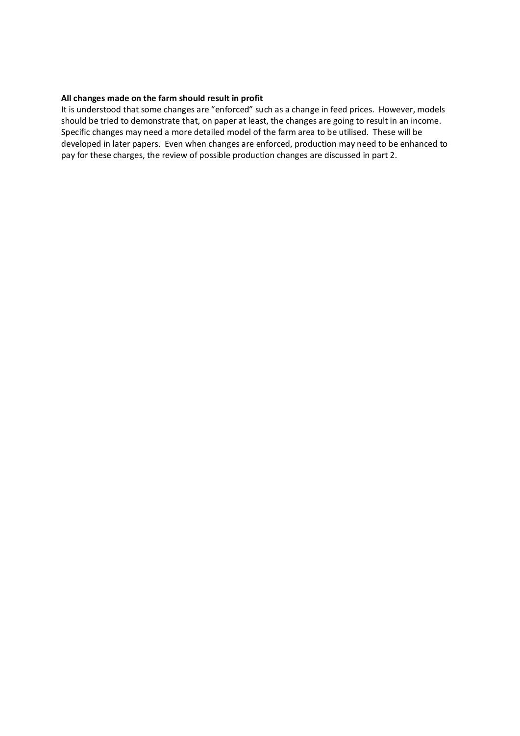**All changes made on the farm should result in profit**

It is understood that some changes are "enforced" such as a change in feed prices. However, models should be tried to demonstrate that, on paper at least, the changes are going to result in an income. Specific changes may need a more detailed model of the farm area to be utilised. These will be developed in later papers. Even when changes are enforced, production may need to be enhanced to pay for these charges, the review of possible production changes are discussed in part 2.